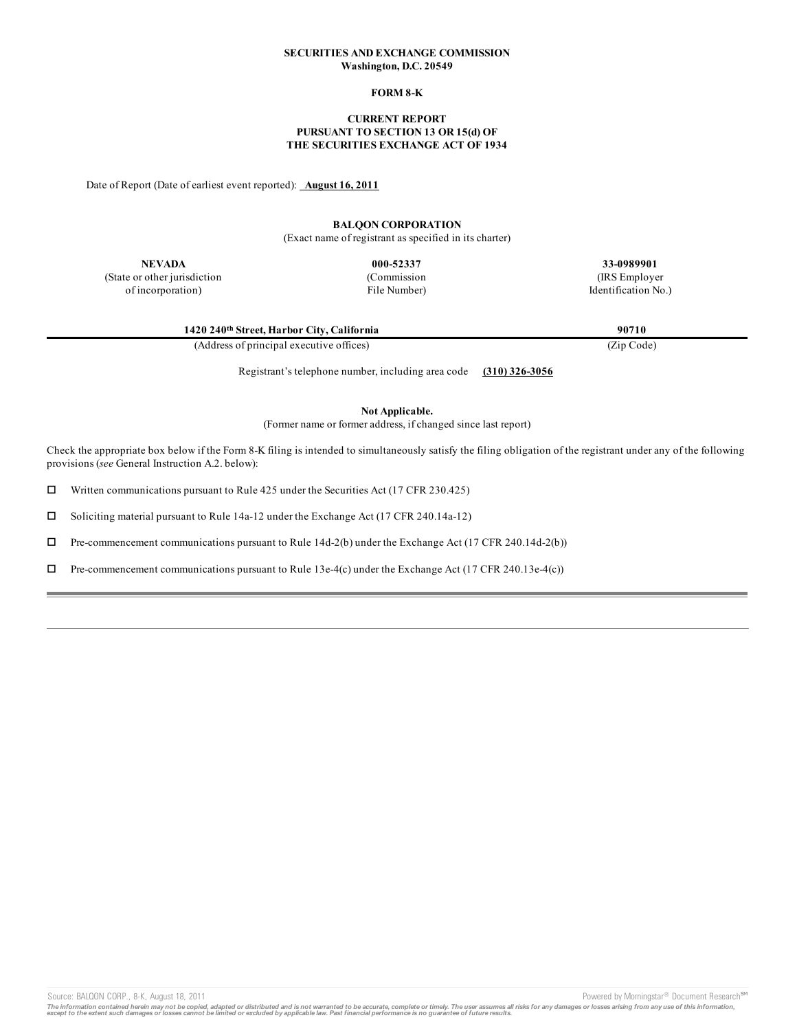**SECURITIES AND EXCHANGE COMMISSION**
**Washington, D.C. 20549**

**FORM 8-K**

**CURRENT REPORT**
**PURSUANT TO SECTION 13 OR 15(d) OF**
**THE SECURITIES EXCHANGE ACT OF 1934**

Date of Report (Date of earliest event reported): **August 16, 2011**

**BALQON CORPORATION**
(Exact name of registrant as specified in its charter)

| **NEVADA** | **000-52337** | **33-0989901** |
|---|---|---|
| (State or other jurisdiction of incorporation) | (Commission File Number) | (IRS Employer Identification No.) |

| **1420 240th Street, Harbor City, California** | **90710** |
|---|---|
| (Address of principal executive offices) | (Zip Code) |

Registrant's telephone number, including area code **(310) 326-3056**

**Not Applicable.**
(Former name or former address, if changed since last report)

Check the appropriate box below if the Form 8-K filing is intended to simultaneously satisfy the filing obligation of the registrant under any of the following provisions (*see* General Instruction A.2. below):

☐ Written communications pursuant to Rule 425 under the Securities Act (17 CFR 230.425)

☐ Soliciting material pursuant to Rule 14a-12 under the Exchange Act (17 CFR 240.14a-12)

☐ Pre-commencement communications pursuant to Rule 14d-2(b) under the Exchange Act (17 CFR 240.14d-2(b))

☐ Pre-commencement communications pursuant to Rule 13e-4(c) under the Exchange Act (17 CFR 240.13e-4(c))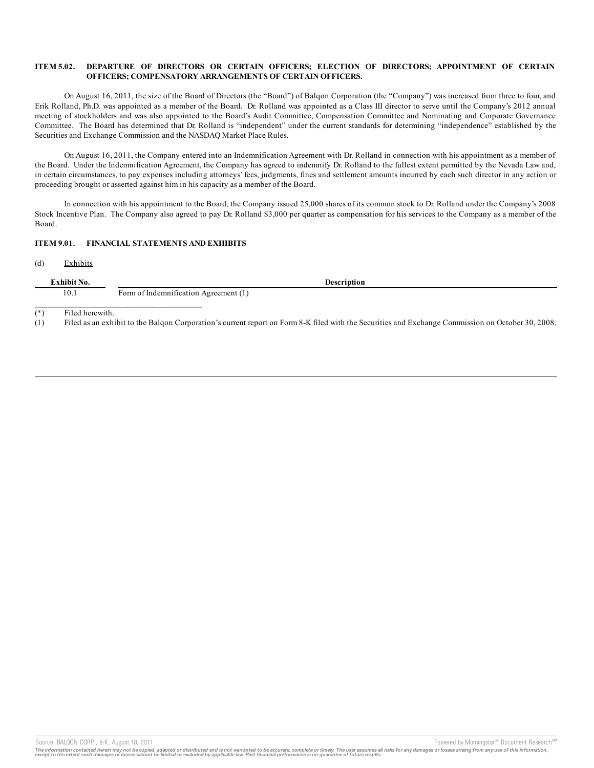### ITEM 5.02. DEPARTURE OF DIRECTORS OR CERTAIN OFFICERS; ELECTION OF DIRECTORS; APPOINTMENT OF CERTAIN OFFICERS; COMPENSATORY ARRANGEMENTS OF CERTAIN OFFICERS.

On August 16, 2011, the size of the Board of Directors (the "Board") of Balqon Corporation (the "Company") was increased from three to four, and Erik Rolland, Ph.D. was appointed as a member of the Board. Dr. Rolland was appointed as a Class III director to serve until the Company's 2012 annual meeting of stockholders and was also appointed to the Board's Audit Committee, Compensation Committee and Nominating and Corporate Governance Committee. The Board has determined that Dr. Rolland is "independent" under the current standards for determining "independence" established by the Securities and Exchange Commission and the NASDAQ Market Place Rules.

On August 16, 2011, the Company entered into an Indemnification Agreement with Dr. Rolland in connection with his appointment as a member of the Board. Under the Indemnification Agreement, the Company has agreed to indemnify Dr. Rolland to the fullest extent permitted by the Nevada Law and, in certain circumstances, to pay expenses including attorneys' fees, judgments, fines and settlement amounts incurred by each such director in any action or proceeding brought or asserted against him in his capacity as a member of the Board.

In connection with his appointment to the Board, the Company issued 25,000 shares of its common stock to Dr. Rolland under the Company's 2008 Stock Incentive Plan. The Company also agreed to pay Dr. Rolland $3,000 per quarter as compensation for his services to the Company as a member of the Board.

### ITEM 9.01. FINANCIAL STATEMENTS AND EXHIBITS

(d) Exhibits

| Exhibit No. | Description |
|---|---|
| 10.1 | Form of Indemnification Agreement (1) |

(*) Filed herewith.

(1) Filed as an exhibit to the Balqon Corporation's current report on Form 8-K filed with the Securities and Exchange Commission on October 30, 2008.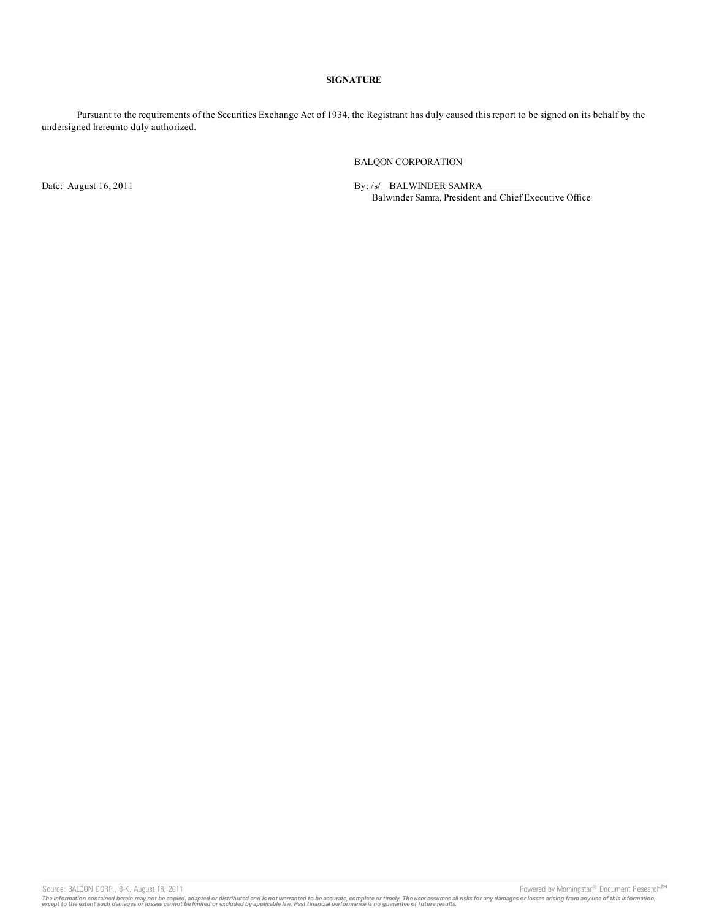**SIGNATURE**

Pursuant to the requirements of the Securities Exchange Act of 1934, the Registrant has duly caused this report to be signed on its behalf by the undersigned hereunto duly authorized.

BALQON CORPORATION

Date: August 16, 2011

By: /s/ BALWINDER SAMRA
Balwinder Samra, President and Chief Executive Office